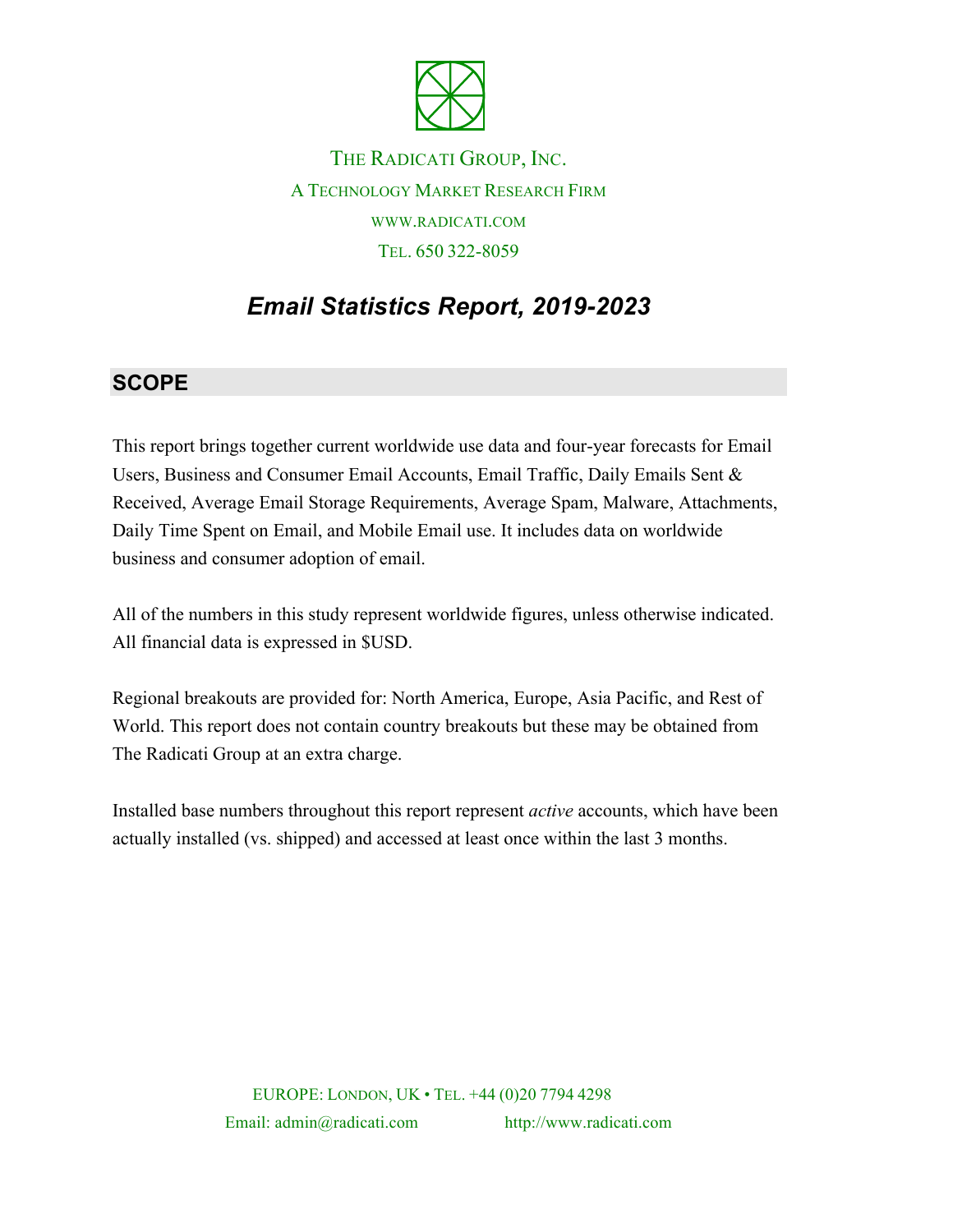THE RADICATI GROUP, INC.

A TECHNOLOGY MARKET RESEARCH FIRM

WWW.RADICATI.COM

TEL. 650 322-8059

# *Email Statistics Report, 2019-2023*

## SCOPE

This report brings together current worldwide use data and four-year forecasts for Email Users, Business and Consumer Email Accounts, Email Traffic, Daily Emails Sent & Received, Average Email Storage Requirements, Average Spam, Malware, Attachments, Daily Time Spent on Email, and Mobile Email use. It includes data on worldwide business and consumer adoption of email.

All of the numbers in this study represent worldwide figures, unless otherwise indicated. All financial data is expressed in $USD.

Regional breakouts are provided for: North America, Europe, Asia Pacific, and Rest of World. This report does not contain country breakouts but these may be obtained from The Radicati Group at an extra charge.

Installed base numbers throughout this report represent *active* accounts, which have been actually installed (vs. shipped) and accessed at least once within the last 3 months.

EUROPE: LONDON, UK • TEL. +44 (0)20 7794 4298

Email: admin@radicati.com http://www.radicati.com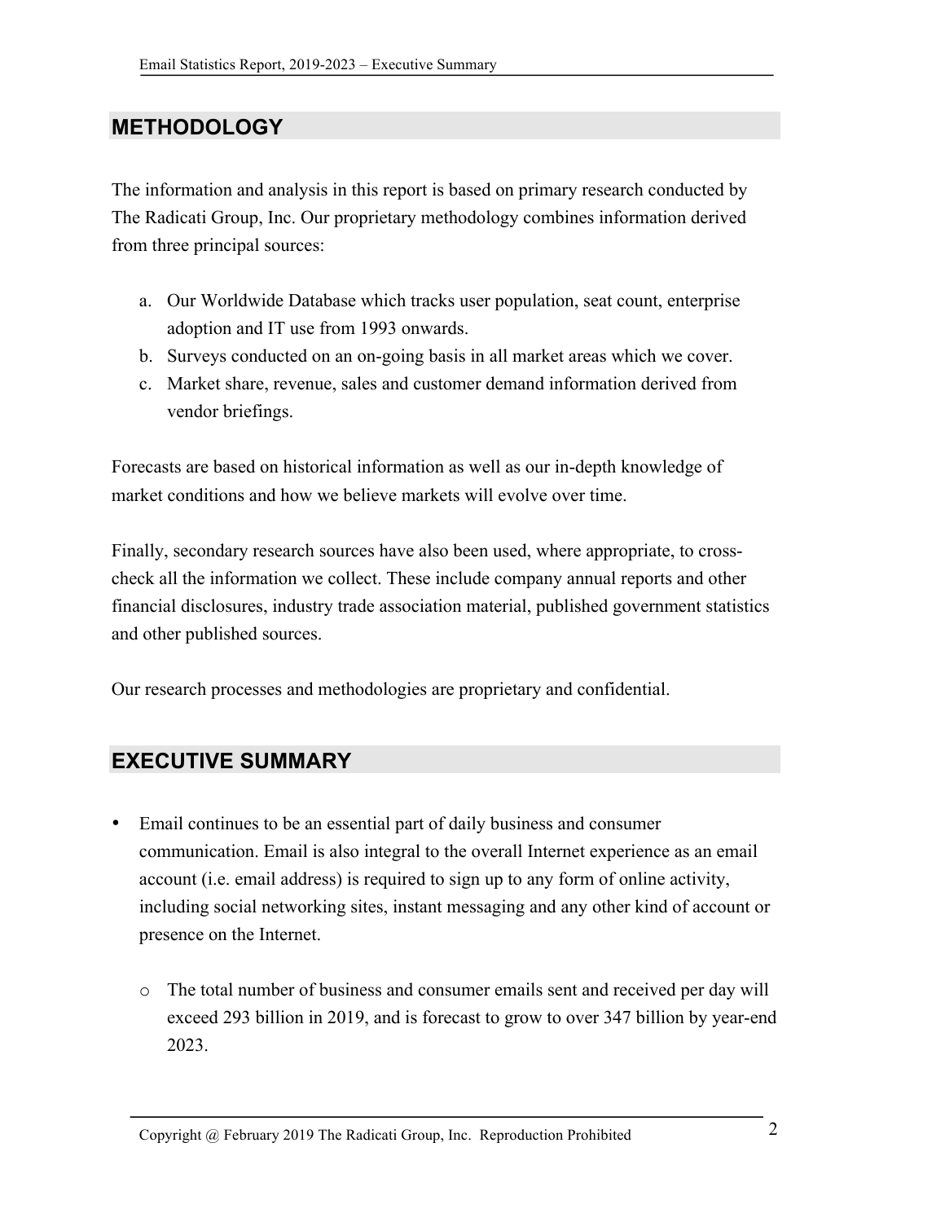## METHODOLOGY

The information and analysis in this report is based on primary research conducted by The Radicati Group, Inc. Our proprietary methodology combines information derived from three principal sources:

a. Our Worldwide Database which tracks user population, seat count, enterprise adoption and IT use from 1993 onwards.
b. Surveys conducted on an on-going basis in all market areas which we cover.
c. Market share, revenue, sales and customer demand information derived from vendor briefings.

Forecasts are based on historical information as well as our in-depth knowledge of market conditions and how we believe markets will evolve over time.

Finally, secondary research sources have also been used, where appropriate, to cross-check all the information we collect. These include company annual reports and other financial disclosures, industry trade association material, published government statistics and other published sources.

Our research processes and methodologies are proprietary and confidential.

## EXECUTIVE SUMMARY

- Email continues to be an essential part of daily business and consumer communication. Email is also integral to the overall Internet experience as an email account (i.e. email address) is required to sign up to any form of online activity, including social networking sites, instant messaging and any other kind of account or presence on the Internet.
    - The total number of business and consumer emails sent and received per day will exceed 293 billion in 2019, and is forecast to grow to over 347 billion by year-end 2023.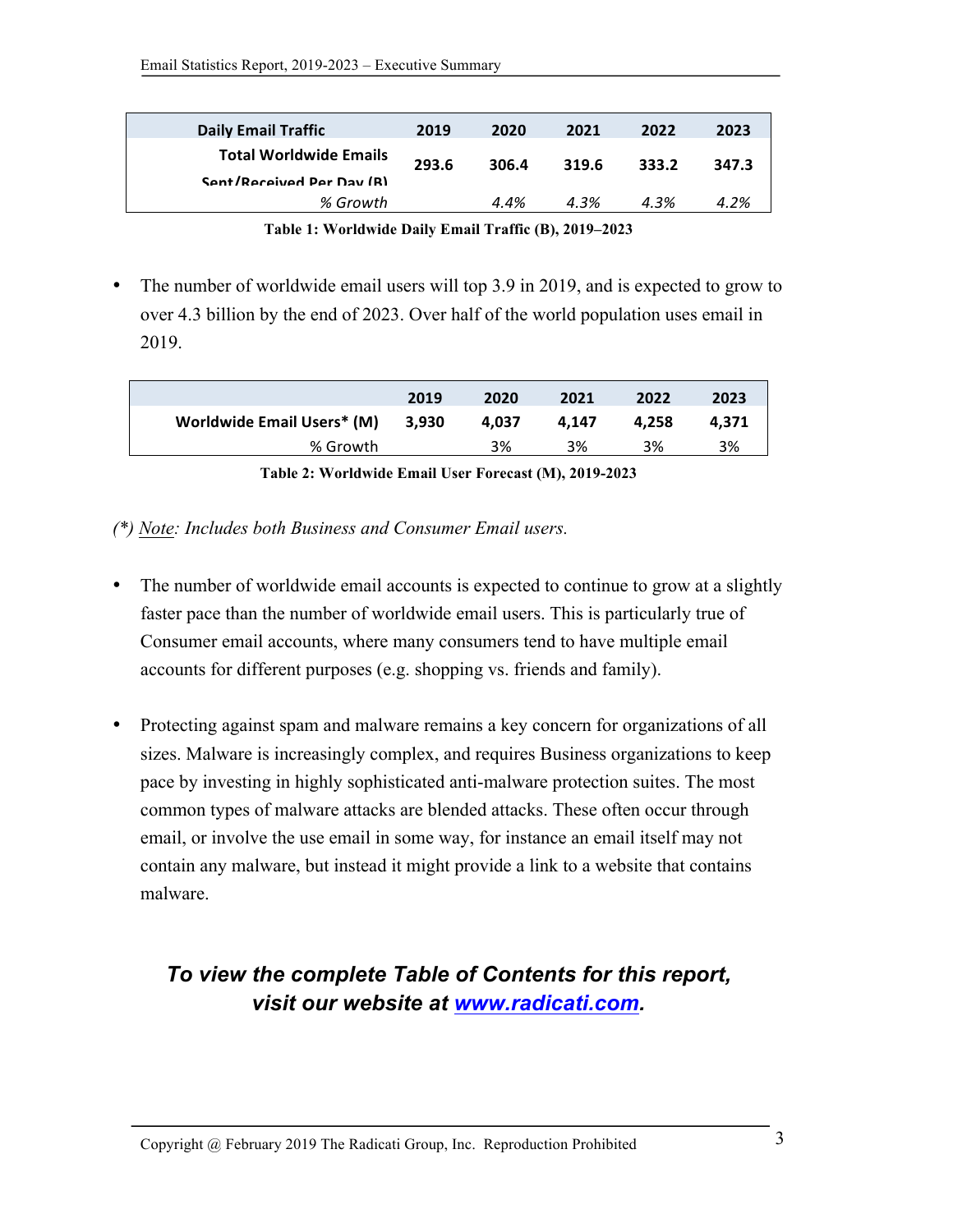| Daily Email Traffic | 2019 | 2020 | 2021 | 2022 | 2023 |
|---|---|---|---|---|---|
| Total Worldwide Emails Sent/Received Per Day (B) | 293.6 | 306.4 | 319.6 | 333.2 | 347.3 |
| *% Growth* | | *4.4%* | *4.3%* | *4.3%* | *4.2%* |

**Table 1: Worldwide Daily Email Traffic (B), 2019–2023**

- The number of worldwide email users will top 3.9 in 2019, and is expected to grow to over 4.3 billion by the end of 2023. Over half of the world population uses email in 2019.

| | 2019 | 2020 | 2021 | 2022 | 2023 |
|---|---|---|---|---|---|
| **Worldwide Email Users* (M)** | **3,930** | **4,037** | **4,147** | **4,258** | **4,371** |
| % Growth | | 3% | 3% | 3% | 3% |

**Table 2: Worldwide Email User Forecast (M), 2019-2023**

*(*) Note: Includes both Business and Consumer Email users.*

- The number of worldwide email accounts is expected to continue to grow at a slightly faster pace than the number of worldwide email users. This is particularly true of Consumer email accounts, where many consumers tend to have multiple email accounts for different purposes (e.g. shopping vs. friends and family).

- Protecting against spam and malware remains a key concern for organizations of all sizes. Malware is increasingly complex, and requires Business organizations to keep pace by investing in highly sophisticated anti-malware protection suites. The most common types of malware attacks are blended attacks. These often occur through email, or involve the use email in some way, for instance an email itself may not contain any malware, but instead it might provide a link to a website that contains malware.

***To view the complete Table of Contents for this report, visit our website at [www.radicati.com](http://www.radicati.com).***